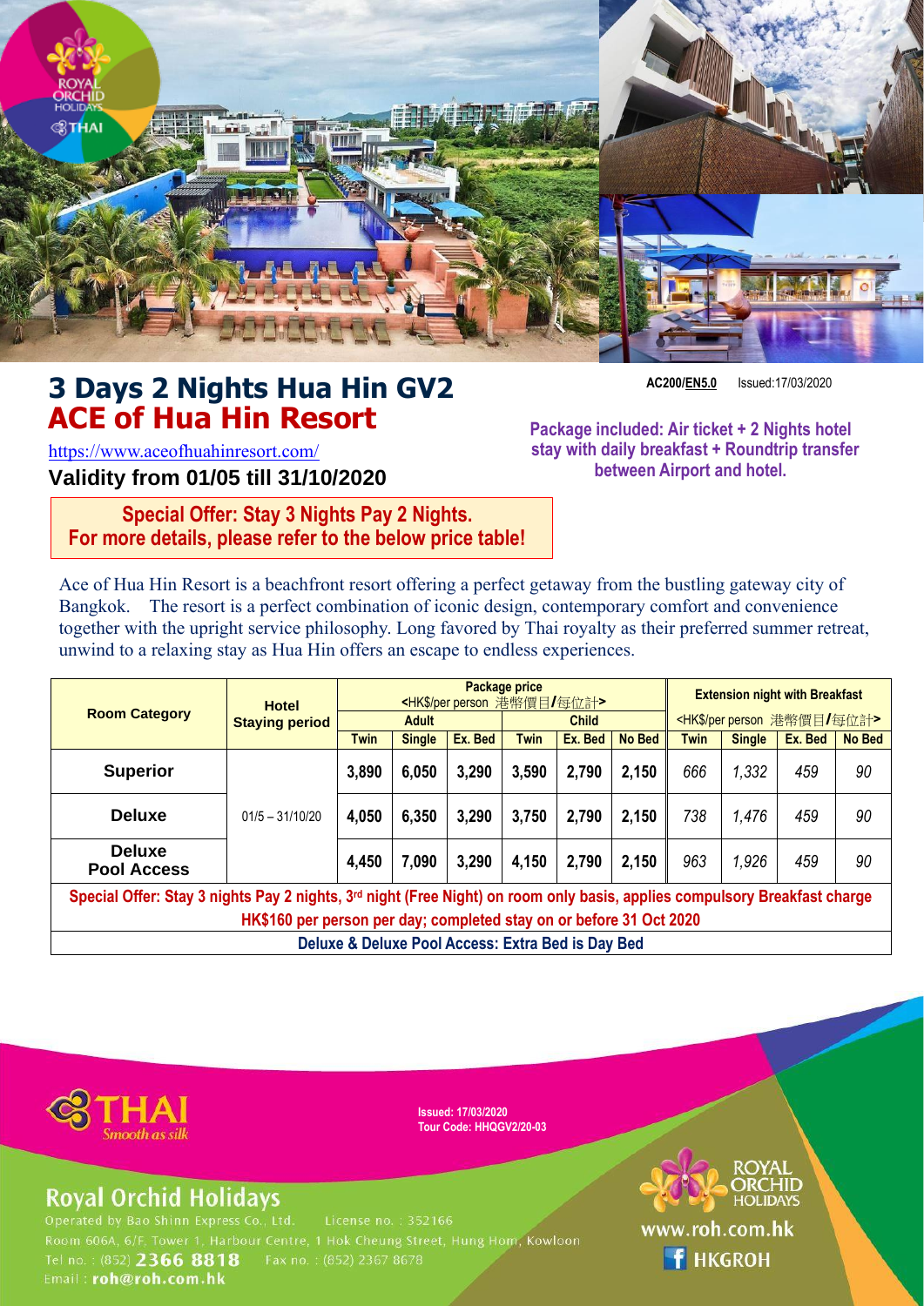# 3 Days 2 Nights Hua Hin GV2
# ACE of Hua Hin Resort

AC200/EN5.0 Issued:17/03/2020

https://www.aceofhuahinresort.com/

**Validity from 01/05 till 31/10/2020**

**Package included: Air ticket + 2 Nights hotel stay with daily breakfast + Roundtrip transfer between Airport and hotel.**

**Special Offer: Stay 3 Nights Pay 2 Nights.**
**For more details, please refer to the below price table!**

Ace of Hua Hin Resort is a beachfront resort offering a perfect getaway from the bustling gateway city of Bangkok. The resort is a perfect combination of iconic design, contemporary comfort and convenience together with the upright service philosophy. Long favored by Thai royalty as their preferred summer retreat, unwind to a relaxing stay as Hua Hin offers an escape to endless experiences.

| Room Category | Hotel Staying period | Package price <HK$/per person 港幣價目/每位計> | | | | | | Extension night with Breakfast <HK$/per person 港幣價目/每位計> | | | |
|---|---|---|---|---|---|---|---|---|---|---|---|
| | | Adult | | | Child | | | | | | |
| | | Twin | Single | Ex. Bed | Twin | Ex. Bed | No Bed | Twin | Single | Ex. Bed | No Bed |
| **Superior** | 01/5 – 31/10/20 | 3,890 | 6,050 | 3,290 | 3,590 | 2,790 | 2,150 | 666 | 1,332 | 459 | 90 |
| **Deluxe** | | 4,050 | 6,350 | 3,290 | 3,750 | 2,790 | 2,150 | 738 | 1,476 | 459 | 90 |
| **Deluxe Pool Access** | | 4,450 | 7,090 | 3,290 | 4,150 | 2,790 | 2,150 | 963 | 1,926 | 459 | 90 |
| **Special Offer: Stay 3 nights Pay 2 nights, 3rd night (Free Night) on room only basis, applies compulsory Breakfast charge HK$160 per person per day; completed stay on or before 31 Oct 2020** | | | | | | | | | | | |
| **Deluxe & Deluxe Pool Access: Extra Bed is Day Bed** | | | | | | | | | | | |

Issued: 17/03/2020
Tour Code: HHQGV2/20-03

THAI Smooth as silk

## Royal Orchid Holidays

Operated by Bao Shinn Express Co., Ltd. License no. : 352166
Room 606A, 6/F, Tower 1, Harbour Centre, 1 Hok Cheung Street, Hung Hom, Kowloon
Tel no. : (852) **2366 8818** Fax no. : (852) 2367 8678
Email : **roh@roh.com.hk**

ROYAL ORCHID HOLIDAYS
www.roh.com.hk
HKGROH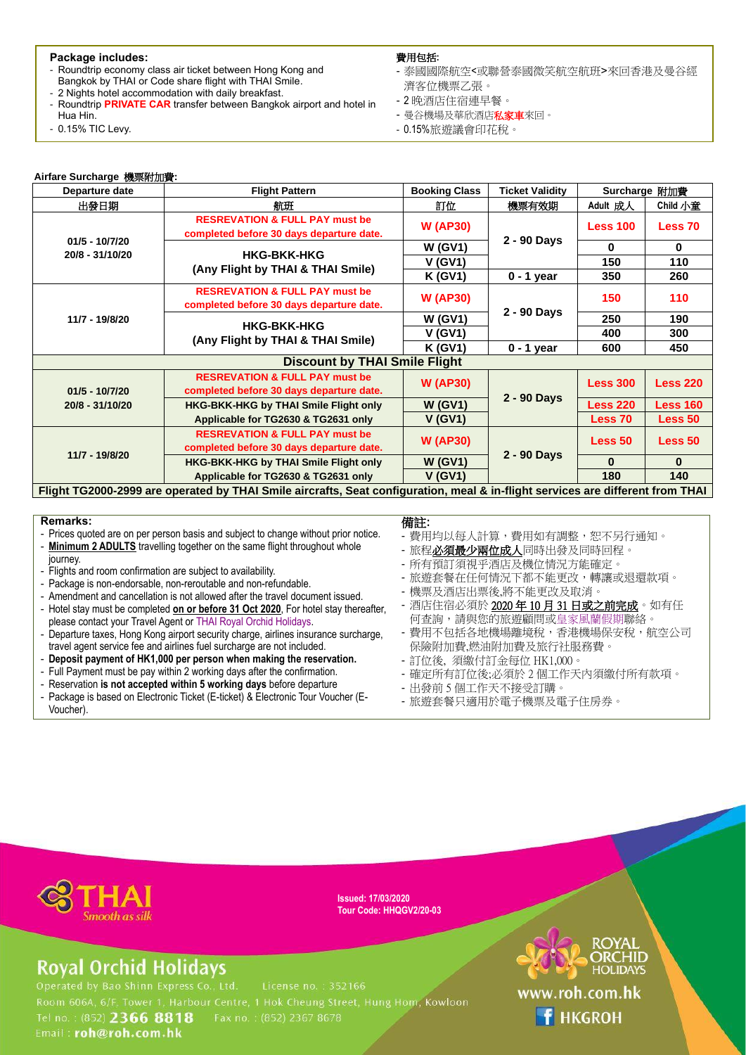**Package includes:**

- Roundtrip economy class air ticket between Hong Kong and Bangkok by THAI or Code share flight with THAI Smile.
- 2 Nights hotel accommodation with daily breakfast.
- Roundtrip **PRIVATE CAR** transfer between Bangkok airport and hotel in Hua Hin.
- 0.15% TIC Levy.

**費用包括:**

- 泰國國際航空<或聯營泰國微笑航空航班>來回香港及曼谷經濟客位機票乙張。
- 2 晚酒店住宿連早餐。
- 曼谷機場及華欣酒店**私家車**來回。
- 0.15%旅遊議會印花稅。

**Airfare Surcharge 機票附加費:**

| Departure date 出發日期 | Flight Pattern 航班 | Booking Class 訂位 | Ticket Validity 機票有效期 | Surcharge 附加費 Adult 成人 | Child 小童 |
|---|---|---|---|---|---|
| 01/5 - 10/7/20<br>20/8 - 31/10/20 | RESREVATION & FULL PAY must be completed before 30 days departure date. | W (AP30) | 2 - 90 Days | Less 100 | Less 70 |
| | HKG-BKK-HKG (Any Flight by THAI & THAI Smile) | W (GV1) | 2 - 90 Days | 0 | 0 |
| | | V (GV1) | 2 - 90 Days | 150 | 110 |
| | | K (GV1) | 0 - 1 year | 350 | 260 |
| 11/7 - 19/8/20 | RESREVATION & FULL PAY must be completed before 30 days departure date. | W (AP30) | 2 - 90 Days | 150 | 110 |
| | HKG-BKK-HKG (Any Flight by THAI & THAI Smile) | W (GV1) | 2 - 90 Days | 250 | 190 |
| | | V (GV1) | 2 - 90 Days | 400 | 300 |
| | | K (GV1) | 0 - 1 year | 600 | 450 |
| **Discount by THAI Smile Flight** | | | | | |
| 01/5 - 10/7/20<br>20/8 - 31/10/20 | RESREVATION & FULL PAY must be completed before 30 days departure date. | W (AP30) | 2 - 90 Days | Less 300 | Less 220 |
| | HKG-BKK-HKG by THAI Smile Flight only | W (GV1) | 2 - 90 Days | Less 220 | Less 160 |
| | Applicable for TG2630 & TG2631 only | V (GV1) | 2 - 90 Days | Less 70 | Less 50 |
| 11/7 - 19/8/20 | RESREVATION & FULL PAY must be completed before 30 days departure date. | W (AP30) | 2 - 90 Days | Less 50 | Less 50 |
| | HKG-BKK-HKG by THAI Smile Flight only | W (GV1) | 2 - 90 Days | 0 | 0 |
| | Applicable for TG2630 & TG2631 only | V (GV1) | 2 - 90 Days | 180 | 140 |

**Flight TG2000-2999 are operated by THAI Smile aircrafts, Seat configuration, meal & in-flight services are different from THAI**

**Remarks:**

- Prices quoted are on per person basis and subject to change without prior notice.
- **Minimum 2 ADULTS** travelling together on the same flight throughout whole journey.
- Flights and room confirmation are subject to availability.
- Package is non-endorsable, non-reroutable and non-refundable.
- Amendment and cancellation is not allowed after the travel document issued.
- Hotel stay must be completed **on or before 31 Oct 2020**, For hotel stay thereafter, please contact your Travel Agent or THAI Royal Orchid Holidays.
- Departure taxes, Hong Kong airport security charge, airlines insurance surcharge, travel agent service fee and airlines fuel surcharge are not included.
- **Deposit payment of HK1,000 per person when making the reservation.**
- Full Payment must be pay within 2 working days after the confirmation.
- Reservation **is not accepted within 5 working days** before departure
- Package is based on Electronic Ticket (E-ticket) & Electronic Tour Voucher (E-Voucher).

**備註:**

- 費用均以每人計算，費用如有調整，恕不另行通知。
- 旅程**必須最少兩位成人**同時出發及同時回程。
- 所有預訂須視乎酒店及機位情況方能確定。
- 旅遊套餐在任何情況下都不能更改，轉讓或退還款項。
- 機票及酒店出票後,將不能更改及取消。
- 酒店住宿必須於 **2020 年 10 月 31 日或之前完成**。如有任何查詢，請與您的旅遊顧問或皇家風蘭假期聯絡。
- 費用不包括各地機場離境稅，香港機場保安稅，航空公司保險附加費,燃油附加費及旅行社服務費。
- 訂位後, 須繳付訂金每位 HK1,000。
- 確定所有訂位後;必須於 2 個工作天內須繳付所有款項。
- 出發前 5 個工作天不接受訂購。
- 旅遊套餐只適用於電子機票及電子住房券。

**Issued: 17/03/2020**
**Tour Code: HHQGV2/20-03**

THAI Smooth as silk

## Royal Orchid Holidays

Operated by Bao Shinn Express Co., Ltd. License no. : 352166
Room 606A, 6/F, Tower 1, Harbour Centre, 1 Hok Cheung Street, Hung Hom, Kowloon
Tel no. : (852) 2366 8818 Fax no. : (852) 2367 8678
Email : roh@roh.com.hk

ROYAL ORCHID HOLIDAYS
www.roh.com.hk
HKGROH